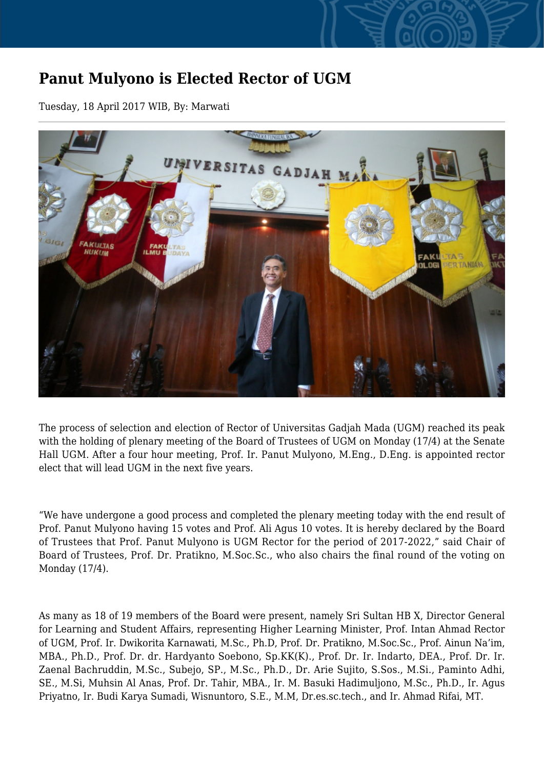# Panut Mulyono is Elected Rector of UGM

Tuesday, 18 April 2017 WIB, By: Marwati

The process of selection and election of Rector of Universitas Gadjah Mada (UGM) reached its peak with the holding of plenary meeting of the Board of Trustees of UGM on Monday (17/4) at the Senate Hall UGM. After a four hour meeting, Prof. Ir. Panut Mulyono, M.Eng., D.Eng. is appointed rector elect that will lead UGM in the next five years.

"We have undergone a good process and completed the plenary meeting today with the end result of Prof. Panut Mulyono having 15 votes and Prof. Ali Agus 10 votes. It is hereby declared by the Board of Trustees that Prof. Panut Mulyono is UGM Rector for the period of 2017-2022," said Chair of Board of Trustees, Prof. Dr. Pratikno, M.Soc.Sc., who also chairs the final round of the voting on Monday (17/4).

As many as 18 of 19 members of the Board were present, namely Sri Sultan HB X, Director General for Learning and Student Affairs, representing Higher Learning Minister, Prof. Intan Ahmad Rector of UGM, Prof. Ir. Dwikorita Karnawati, M.Sc., Ph.D, Prof. Dr. Pratikno, M.Soc.Sc., Prof. Ainun Na'im, MBA., Ph.D., Prof. Dr. dr. Hardyanto Soebono, Sp.KK(K)., Prof. Dr. Ir. Indarto, DEA., Prof. Dr. Ir. Zaenal Bachruddin, M.Sc., Subejo, SP., M.Sc., Ph.D., Dr. Arie Sujito, S.Sos., M.Si., Paminto Adhi, SE., M.Si, Muhsin Al Anas, Prof. Dr. Tahir, MBA., Ir. M. Basuki Hadimuljono, M.Sc., Ph.D., Ir. Agus Priyatno, Ir. Budi Karya Sumadi, Wisnuntoro, S.E., M.M, Dr.es.sc.tech., and Ir. Ahmad Rifai, MT.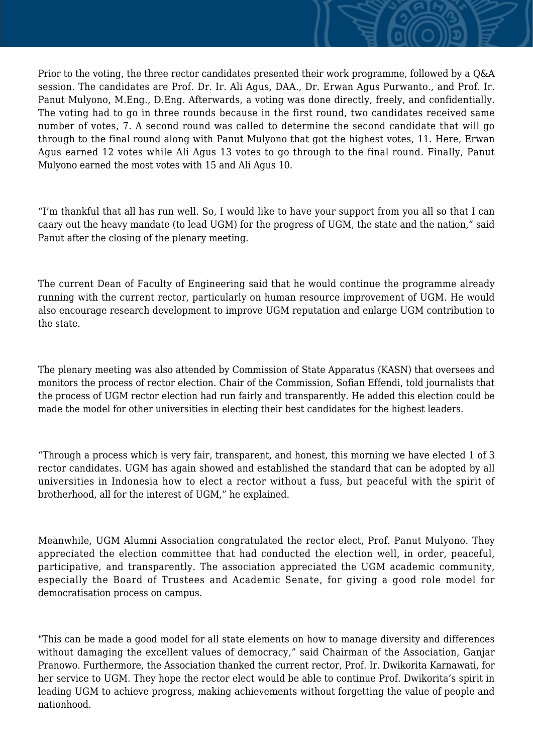Prior to the voting, the three rector candidates presented their work programme, followed by a Q&A session. The candidates are Prof. Dr. Ir. Ali Agus, DAA., Dr. Erwan Agus Purwanto., and Prof. Ir. Panut Mulyono, M.Eng., D.Eng. Afterwards, a voting was done directly, freely, and confidentially. The voting had to go in three rounds because in the first round, two candidates received same number of votes, 7. A second round was called to determine the second candidate that will go through to the final round along with Panut Mulyono that got the highest votes, 11. Here, Erwan Agus earned 12 votes while Ali Agus 13 votes to go through to the final round. Finally, Panut Mulyono earned the most votes with 15 and Ali Agus 10.

“I’m thankful that all has run well. So, I would like to have your support from you all so that I can caary out the heavy mandate (to lead UGM) for the progress of UGM, the state and the nation,” said Panut after the closing of the plenary meeting.

The current Dean of Faculty of Engineering said that he would continue the programme already running with the current rector, particularly on human resource improvement of UGM. He would also encourage research development to improve UGM reputation and enlarge UGM contribution to the state.

The plenary meeting was also attended by Commission of State Apparatus (KASN) that oversees and monitors the process of rector election. Chair of the Commission, Sofian Effendi, told journalists that the process of UGM rector election had run fairly and transparently. He added this election could be made the model for other universities in electing their best candidates for the highest leaders.

“Through a process which is very fair, transparent, and honest, this morning we have elected 1 of 3 rector candidates. UGM has again showed and established the standard that can be adopted by all universities in Indonesia how to elect a rector without a fuss, but peaceful with the spirit of brotherhood, all for the interest of UGM,” he explained.

Meanwhile, UGM Alumni Association congratulated the rector elect, Prof. Panut Mulyono. They appreciated the election committee that had conducted the election well, in order, peaceful, participative, and transparently. The association appreciated the UGM academic community, especially the Board of Trustees and Academic Senate, for giving a good role model for democratisation process on campus.

"This can be made a good model for all state elements on how to manage diversity and differences without damaging the excellent values of democracy,” said Chairman of the Association, Ganjar Pranowo. Furthermore, the Association thanked the current rector, Prof. Ir. Dwikorita Karnawati, for her service to UGM. They hope the rector elect would be able to continue Prof. Dwikorita’s spirit in leading UGM to achieve progress, making achievements without forgetting the value of people and nationhood.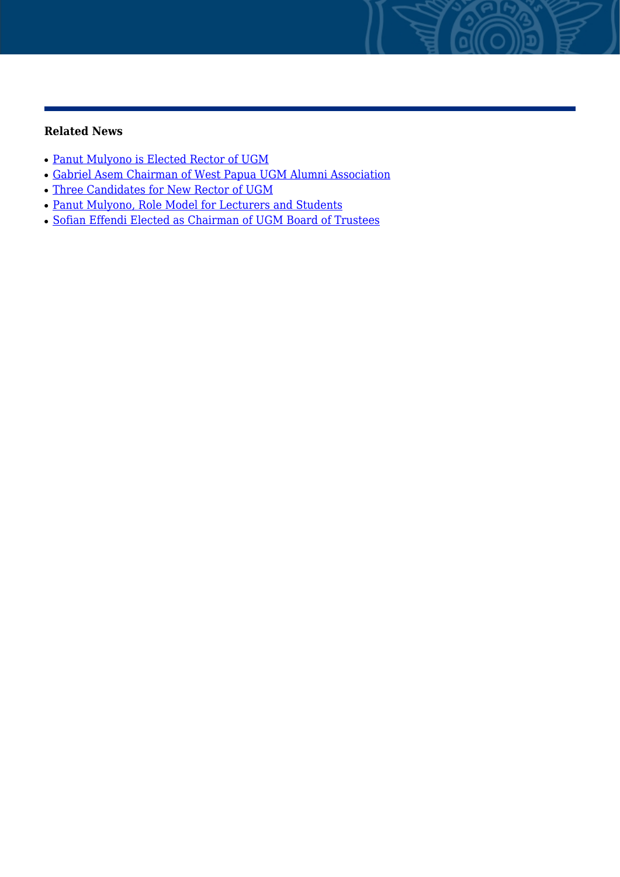### Related News

- Panut Mulyono is Elected Rector of UGM
- Gabriel Asem Chairman of West Papua UGM Alumni Association
- Three Candidates for New Rector of UGM
- Panut Mulyono, Role Model for Lecturers and Students
- Sofian Effendi Elected as Chairman of UGM Board of Trustees